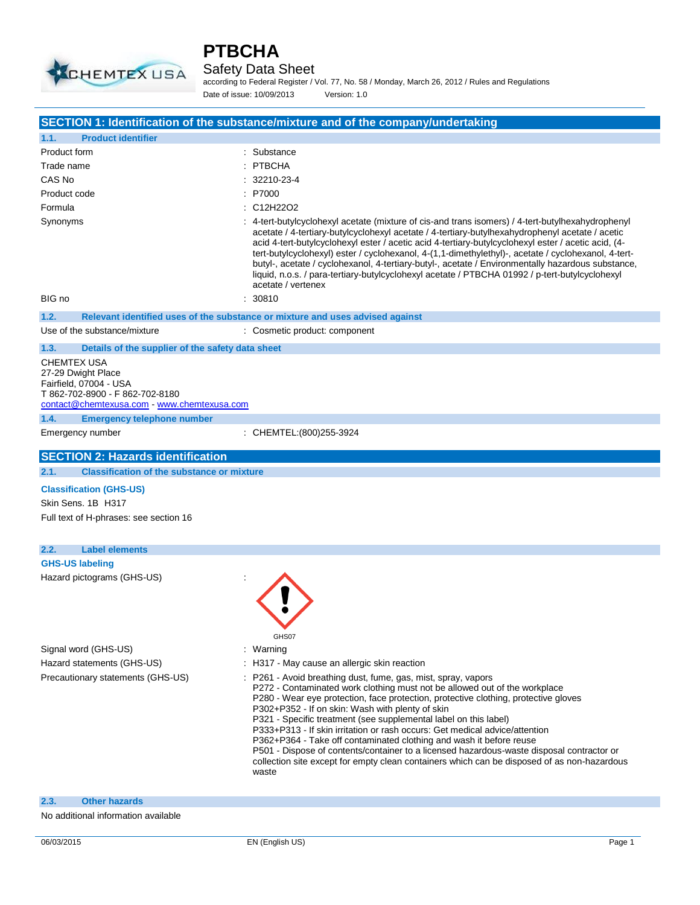# PTBCHA

## Safety Data Sheet

according to Federal Register / Vol. 77, No. 58 / Monday, March 26, 2012 / Rules and Regulations

Date of issue: 10/09/2013 Version: 1.0

## SECTION 1: Identification of the substance/mixture and of the company/undertaking

### 1.1. Product identifier

| | |
|---|---|
| Product form | : Substance |
| Trade name | : PTBCHA |
| CAS No | : 32210-23-4 |
| Product code | : P7000 |
| Formula | : C12H22O2 |
| Synonyms | : 4-tert-butylcyclohexyl acetate (mixture of cis-and trans isomers) / 4-tert-butylhexahydrophenyl acetate / 4-tertiary-butylcyclohexyl acetate / 4-tertiary-butylhexahydrophenyl acetate / acetic acid 4-tert-butylcyclohexyl ester / acetic acid 4-tertiary-butylcyclohexyl ester / acetic acid, (4-tert-butylcyclohexyl) ester / cyclohexanol, 4-(1,1-dimethylethyl)-, acetate / cyclohexanol, 4-tert-butyl-, acetate / cyclohexanol, 4-tertiary-butyl-, acetate / Environmentally hazardous substance, liquid, n.o.s. / para-tertiary-butylcyclohexyl acetate / PTBCHA 01992 / p-tert-butylcyclohexyl acetate / vertenex |
| BIG no | : 30810 |

### 1.2. Relevant identified uses of the substance or mixture and uses advised against

Use of the substance/mixture : Cosmetic product: component

### 1.3. Details of the supplier of the safety data sheet

CHEMTEX USA
27-29 Dwight Place
Fairfield, 07004 - USA
T 862-702-8900 - F 862-702-8180
contact@chemtexusa.com - www.chemtexusa.com

### 1.4. Emergency telephone number

Emergency number : CHEMTEL:(800)255-3924

## SECTION 2: Hazards identification

### 2.1. Classification of the substance or mixture

**Classification (GHS-US)**

Skin Sens. 1B H317

Full text of H-phrases: see section 16

### 2.2. Label elements

**GHS-US labeling**

Hazard pictograms (GHS-US) :

GHS07

Signal word (GHS-US) : Warning

Hazard statements (GHS-US) : H317 - May cause an allergic skin reaction

Precautionary statements (GHS-US) :

- P261 - Avoid breathing dust, fume, gas, mist, spray, vapors
- P272 - Contaminated work clothing must not be allowed out of the workplace
- P280 - Wear eye protection, face protection, protective clothing, protective gloves
- P302+P352 - If on skin: Wash with plenty of skin
- P321 - Specific treatment (see supplemental label on this label)
- P333+P313 - If skin irritation or rash occurs: Get medical advice/attention
- P362+P364 - Take off contaminated clothing and wash it before reuse
- P501 - Dispose of contents/container to a licensed hazardous-waste disposal contractor or collection site except for empty clean containers which can be disposed of as non-hazardous waste

### 2.3. Other hazards

No additional information available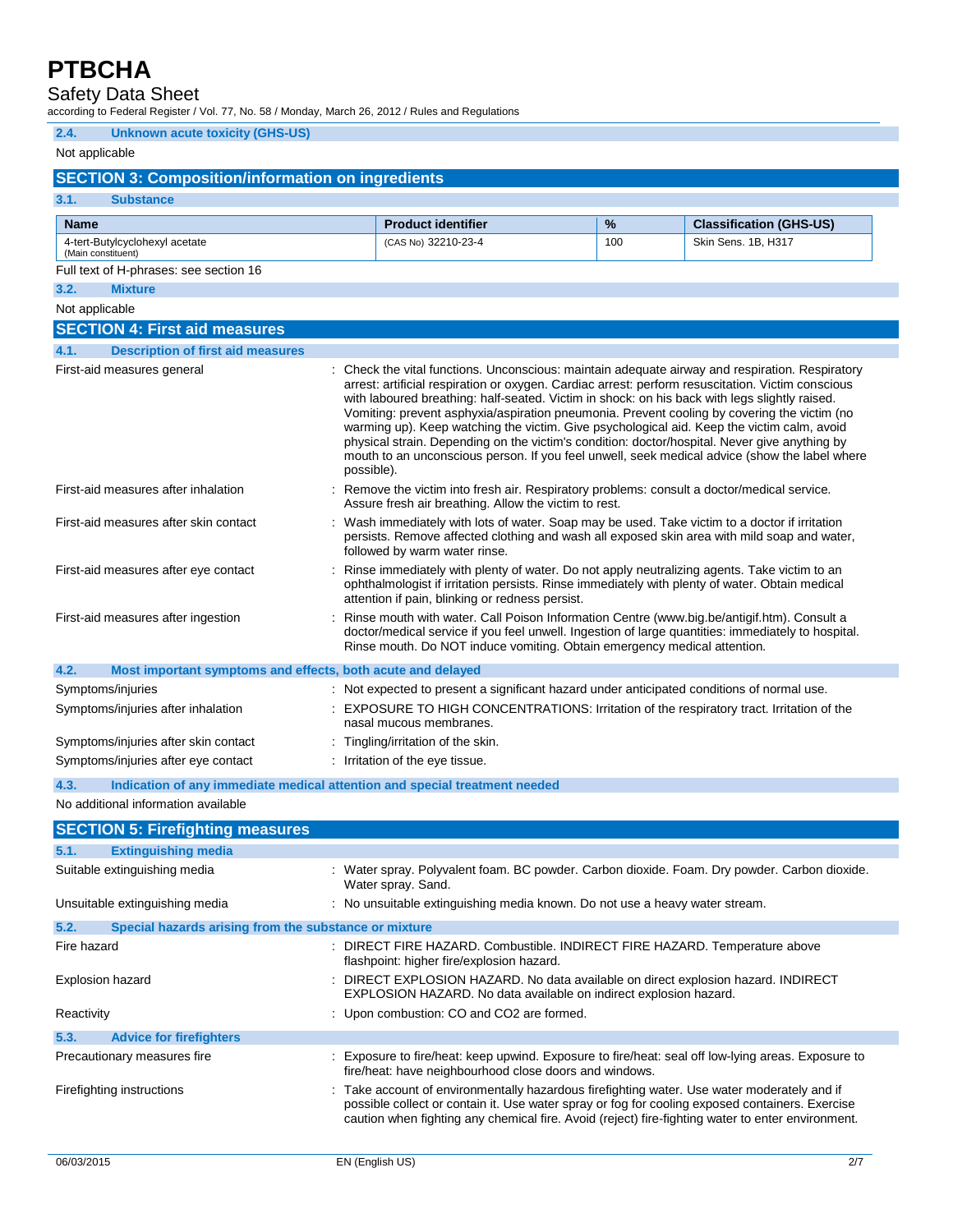### 2.4. Unknown acute toxicity (GHS-US)

Not applicable

## SECTION 3: Composition/information on ingredients

### 3.1. Substance

| Name | Product identifier | % | Classification (GHS-US) |
|---|---|---|---|
| 4-tert-Butylcyclohexyl acetate (Main constituent) | (CAS No) 32210-23-4 | 100 | Skin Sens. 1B, H317 |

Full text of H-phrases: see section 16

### 3.2. Mixture

Not applicable

## SECTION 4: First aid measures

### 4.1. Description of first aid measures

First-aid measures general : Check the vital functions. Unconscious: maintain adequate airway and respiration. Respiratory arrest: artificial respiration or oxygen. Cardiac arrest: perform resuscitation. Victim conscious with laboured breathing: half-seated. Victim in shock: on his back with legs slightly raised. Vomiting: prevent asphyxia/aspiration pneumonia. Prevent cooling by covering the victim (no warming up). Keep watching the victim. Give psychological aid. Keep the victim calm, avoid physical strain. Depending on the victim's condition: doctor/hospital. Never give anything by mouth to an unconscious person. If you feel unwell, seek medical advice (show the label where possible).

First-aid measures after inhalation : Remove the victim into fresh air. Respiratory problems: consult a doctor/medical service. Assure fresh air breathing. Allow the victim to rest.

First-aid measures after skin contact : Wash immediately with lots of water. Soap may be used. Take victim to a doctor if irritation persists. Remove affected clothing and wash all exposed skin area with mild soap and water, followed by warm water rinse.

First-aid measures after eye contact : Rinse immediately with plenty of water. Do not apply neutralizing agents. Take victim to an ophthalmologist if irritation persists. Rinse immediately with plenty of water. Obtain medical attention if pain, blinking or redness persist.

First-aid measures after ingestion : Rinse mouth with water. Call Poison Information Centre (www.big.be/antigif.htm). Consult a doctor/medical service if you feel unwell. Ingestion of large quantities: immediately to hospital. Rinse mouth. Do NOT induce vomiting. Obtain emergency medical attention.

### 4.2. Most important symptoms and effects, both acute and delayed

Symptoms/injuries : Not expected to present a significant hazard under anticipated conditions of normal use.

Symptoms/injuries after inhalation : EXPOSURE TO HIGH CONCENTRATIONS: Irritation of the respiratory tract. Irritation of the nasal mucous membranes.

Symptoms/injuries after skin contact : Tingling/irritation of the skin.

Symptoms/injuries after eye contact : Irritation of the eye tissue.

### 4.3. Indication of any immediate medical attention and special treatment needed

No additional information available

## SECTION 5: Firefighting measures

### 5.1. Extinguishing media

Suitable extinguishing media : Water spray. Polyvalent foam. BC powder. Carbon dioxide. Foam. Dry powder. Carbon dioxide. Water spray. Sand.

Unsuitable extinguishing media : No unsuitable extinguishing media known. Do not use a heavy water stream.

### 5.2. Special hazards arising from the substance or mixture

Fire hazard : DIRECT FIRE HAZARD. Combustible. INDIRECT FIRE HAZARD. Temperature above flashpoint: higher fire/explosion hazard.

Explosion hazard : DIRECT EXPLOSION HAZARD. No data available on direct explosion hazard. INDIRECT EXPLOSION HAZARD. No data available on indirect explosion hazard.

Reactivity : Upon combustion: CO and CO2 are formed.

### 5.3. Advice for firefighters

Precautionary measures fire : Exposure to fire/heat: keep upwind. Exposure to fire/heat: seal off low-lying areas. Exposure to fire/heat: have neighbourhood close doors and windows.

Firefighting instructions : Take account of environmentally hazardous firefighting water. Use water moderately and if possible collect or contain it. Use water spray or fog for cooling exposed containers. Exercise caution when fighting any chemical fire. Avoid (reject) fire-fighting water to enter environment.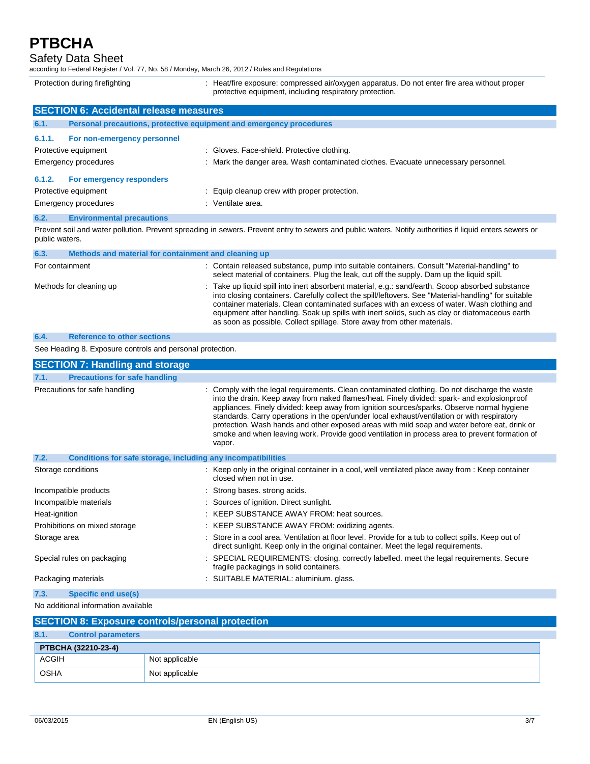Protection during firefighting : Heat/fire exposure: compressed air/oxygen apparatus. Do not enter fire area without proper protective equipment, including respiratory protection.

## SECTION 6: Accidental release measures

### 6.1. Personal precautions, protective equipment and emergency procedures

#### 6.1.1. For non-emergency personnel

Protective equipment : Gloves. Face-shield. Protective clothing.

Emergency procedures : Mark the danger area. Wash contaminated clothes. Evacuate unnecessary personnel.

#### 6.1.2. For emergency responders

Protective equipment : Equip cleanup crew with proper protection.

Emergency procedures : Ventilate area.

### 6.2. Environmental precautions

Prevent soil and water pollution. Prevent spreading in sewers. Prevent entry to sewers and public waters. Notify authorities if liquid enters sewers or public waters.

### 6.3. Methods and material for containment and cleaning up

For containment : Contain released substance, pump into suitable containers. Consult "Material-handling" to select material of containers. Plug the leak, cut off the supply. Dam up the liquid spill.

Methods for cleaning up : Take up liquid spill into inert absorbent material, e.g.: sand/earth. Scoop absorbed substance into closing containers. Carefully collect the spill/leftovers. See "Material-handling" for suitable container materials. Clean contaminated surfaces with an excess of water. Wash clothing and equipment after handling. Soak up spills with inert solids, such as clay or diatomaceous earth as soon as possible. Collect spillage. Store away from other materials.

### 6.4. Reference to other sections

See Heading 8. Exposure controls and personal protection.

## SECTION 7: Handling and storage

### 7.1. Precautions for safe handling

Precautions for safe handling : Comply with the legal requirements. Clean contaminated clothing. Do not discharge the waste into the drain. Keep away from naked flames/heat. Finely divided: spark- and explosionproof appliances. Finely divided: keep away from ignition sources/sparks. Observe normal hygiene standards. Carry operations in the open/under local exhaust/ventilation or with respiratory protection. Wash hands and other exposed areas with mild soap and water before eat, drink or smoke and when leaving work. Provide good ventilation in process area to prevent formation of vapor.

### 7.2. Conditions for safe storage, including any incompatibilities

Storage conditions : Keep only in the original container in a cool, well ventilated place away from : Keep container closed when not in use.

Incompatible products : Strong bases. strong acids.

Incompatible materials : Sources of ignition. Direct sunlight.

Heat-ignition : KEEP SUBSTANCE AWAY FROM: heat sources.

Prohibitions on mixed storage : KEEP SUBSTANCE AWAY FROM: oxidizing agents.

Storage area : Store in a cool area. Ventilation at floor level. Provide for a tub to collect spills. Keep out of direct sunlight. Keep only in the original container. Meet the legal requirements.

Special rules on packaging : SPECIAL REQUIREMENTS: closing. correctly labelled. meet the legal requirements. Secure fragile packagings in solid containers.

Packaging materials : SUITABLE MATERIAL: aluminium. glass.

### 7.3. Specific end use(s)

No additional information available

## SECTION 8: Exposure controls/personal protection

### 8.1. Control parameters

| PTBCHA (32210-23-4) | |
|---|---|
| ACGIH | Not applicable |
| OSHA | Not applicable |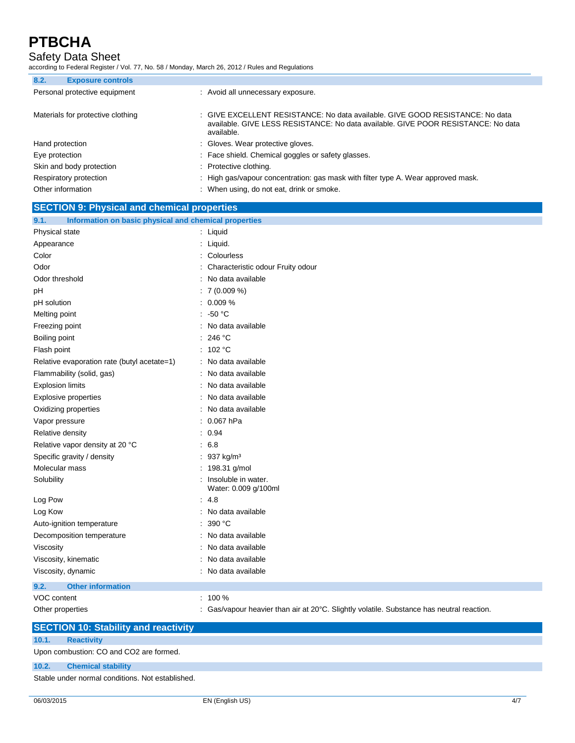### 8.2. Exposure controls

| | |
|---|---|
| Personal protective equipment | : Avoid all unnecessary exposure. |
| Materials for protective clothing | : GIVE EXCELLENT RESISTANCE: No data available. GIVE GOOD RESISTANCE: No data available. GIVE LESS RESISTANCE: No data available. GIVE POOR RESISTANCE: No data available. |
| Hand protection | : Gloves. Wear protective gloves. |
| Eye protection | : Face shield. Chemical goggles or safety glasses. |
| Skin and body protection | : Protective clothing. |
| Respiratory protection | : High gas/vapour concentration: gas mask with filter type A. Wear approved mask. |
| Other information | : When using, do not eat, drink or smoke. |

## SECTION 9: Physical and chemical properties

### 9.1. Information on basic physical and chemical properties

| | |
|---|---|
| Physical state | : Liquid |
| Appearance | : Liquid. |
| Color | : Colourless |
| Odor | : Characteristic odour Fruity odour |
| Odor threshold | : No data available |
| pH | : 7 (0.009 %) |
| pH solution | : 0.009 % |
| Melting point | : -50 °C |
| Freezing point | : No data available |
| Boiling point | : 246 °C |
| Flash point | : 102 °C |
| Relative evaporation rate (butyl acetate=1) | : No data available |
| Flammability (solid, gas) | : No data available |
| Explosion limits | : No data available |
| Explosive properties | : No data available |
| Oxidizing properties | : No data available |
| Vapor pressure | : 0.067 hPa |
| Relative density | : 0.94 |
| Relative vapor density at 20 °C | : 6.8 |
| Specific gravity / density | : 937 kg/m³ |
| Molecular mass | : 198.31 g/mol |
| Solubility | : Insoluble in water.<br>Water: 0.009 g/100ml |
| Log Pow | : 4.8 |
| Log Kow | : No data available |
| Auto-ignition temperature | : 390 °C |
| Decomposition temperature | : No data available |
| Viscosity | : No data available |
| Viscosity, kinematic | : No data available |
| Viscosity, dynamic | : No data available |

### 9.2. Other information

| | |
|---|---|
| VOC content | : 100 % |
| Other properties | : Gas/vapour heavier than air at 20°C. Slightly volatile. Substance has neutral reaction. |

## SECTION 10: Stability and reactivity

### 10.1. Reactivity

Upon combustion: CO and $CO_2$ are formed.

### 10.2. Chemical stability

Stable under normal conditions. Not established.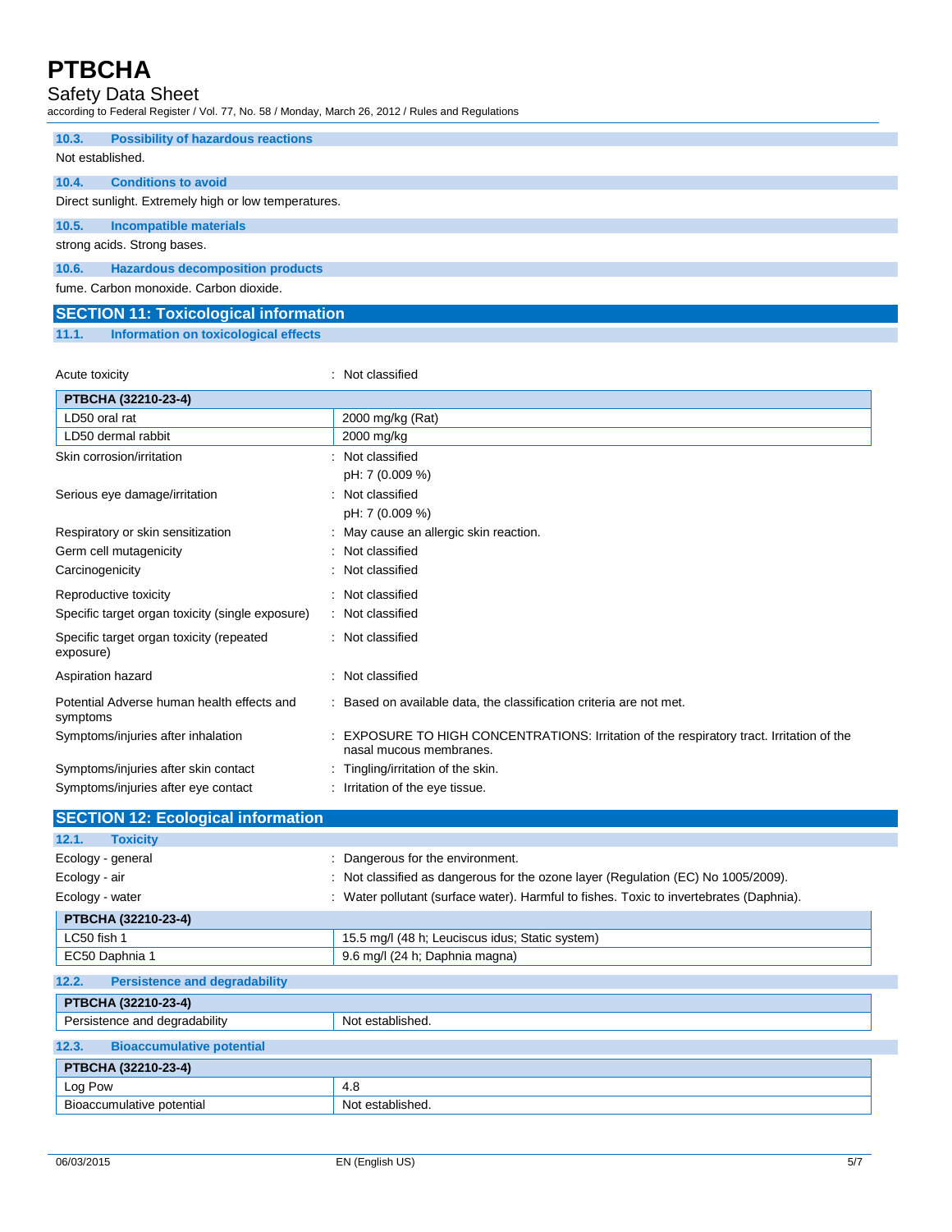### 10.3. Possibility of hazardous reactions

Not established.

### 10.4. Conditions to avoid

Direct sunlight. Extremely high or low temperatures.

### 10.5. Incompatible materials

strong acids. Strong bases.

### 10.6. Hazardous decomposition products

fume. Carbon monoxide. Carbon dioxide.

## SECTION 11: Toxicological information

### 11.1. Information on toxicological effects

Acute toxicity : Not classified

| PTBCHA (32210-23-4) | |
|---|---|
| LD50 oral rat | 2000 mg/kg (Rat) |
| LD50 dermal rabbit | 2000 mg/kg |

Skin corrosion/irritation : Not classified
pH: 7 (0.009 %)

Serious eye damage/irritation : Not classified
pH: 7 (0.009 %)

Respiratory or skin sensitization : May cause an allergic skin reaction.

Germ cell mutagenicity : Not classified

Carcinogenicity : Not classified

Reproductive toxicity : Not classified

Specific target organ toxicity (single exposure) : Not classified

Specific target organ toxicity (repeated exposure) : Not classified

Aspiration hazard : Not classified

Potential Adverse human health effects and symptoms : Based on available data, the classification criteria are not met.

Symptoms/injuries after inhalation : EXPOSURE TO HIGH CONCENTRATIONS: Irritation of the respiratory tract. Irritation of the nasal mucous membranes.

Symptoms/injuries after skin contact : Tingling/irritation of the skin.

Symptoms/injuries after eye contact : Irritation of the eye tissue.

## SECTION 12: Ecological information

### 12.1. Toxicity

Ecology - general : Dangerous for the environment.

Ecology - air : Not classified as dangerous for the ozone layer (Regulation (EC) No 1005/2009).

Ecology - water : Water pollutant (surface water). Harmful to fishes. Toxic to invertebrates (Daphnia).

| PTBCHA (32210-23-4) | |
|---|---|
| LC50 fish 1 | 15.5 mg/l (48 h; Leuciscus idus; Static system) |
| EC50 Daphnia 1 | 9.6 mg/l (24 h; Daphnia magna) |

### 12.2. Persistence and degradability

| PTBCHA (32210-23-4) | |
|---|---|
| Persistence and degradability | Not established. |

### 12.3. Bioaccumulative potential

| PTBCHA (32210-23-4) | |
|---|---|
| Log Pow | 4.8 |
| Bioaccumulative potential | Not established. |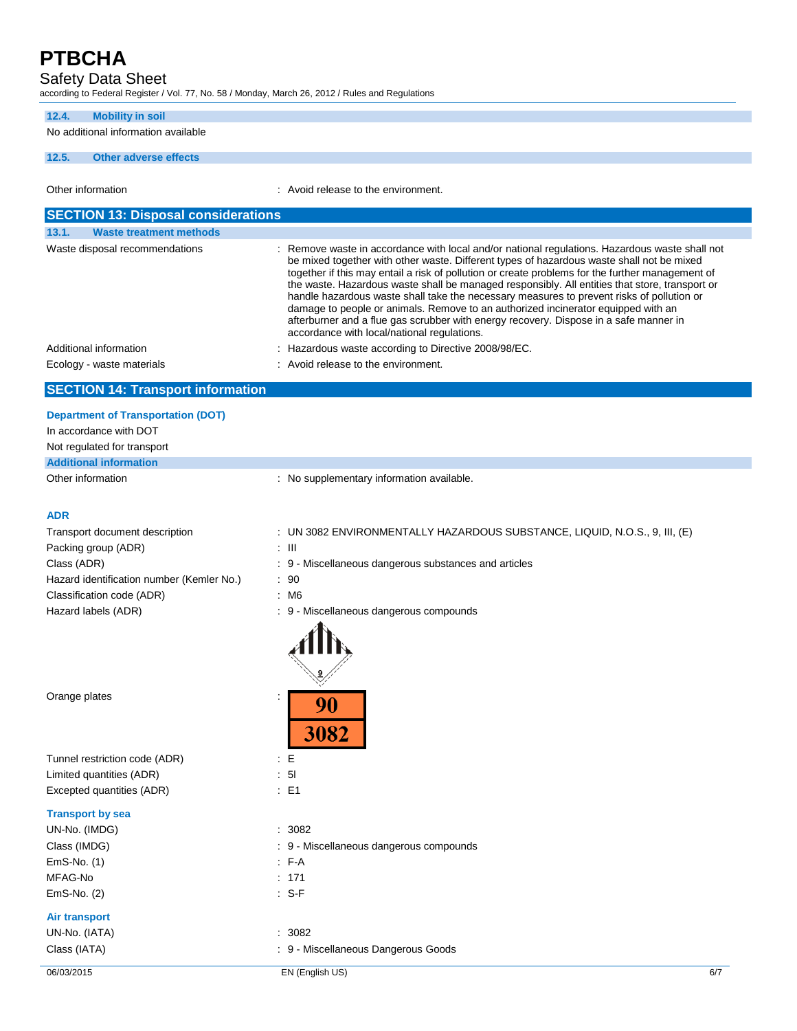### 12.4. Mobility in soil

No additional information available

### 12.5. Other adverse effects

Other information : Avoid release to the environment.

## SECTION 13: Disposal considerations

### 13.1. Waste treatment methods

Waste disposal recommendations : Remove waste in accordance with local and/or national regulations. Hazardous waste shall not be mixed together with other waste. Different types of hazardous waste shall not be mixed together if this may entail a risk of pollution or create problems for the further management of the waste. Hazardous waste shall be managed responsibly. All entities that store, transport or handle hazardous waste shall take the necessary measures to prevent risks of pollution or damage to people or animals. Remove to an authorized incinerator equipped with an afterburner and a flue gas scrubber with energy recovery. Dispose in a safe manner in accordance with local/national regulations.

Additional information : Hazardous waste according to Directive 2008/98/EC.

Ecology - waste materials : Avoid release to the environment.

## SECTION 14: Transport information

**Department of Transportation (DOT)**

In accordance with DOT

Not regulated for transport

**Additional information**

Other information : No supplementary information available.

**ADR**

Transport document description : UN 3082 ENVIRONMENTALLY HAZARDOUS SUBSTANCE, LIQUID, N.O.S., 9, III, (E)

Packing group (ADR) : III

Class (ADR) : 9 - Miscellaneous dangerous substances and articles

Hazard identification number (Kemler No.) : 90

Classification code (ADR) : M6

Hazard labels (ADR) : 9 - Miscellaneous dangerous compounds

Orange plates : 90 / 3082

Tunnel restriction code (ADR) : E

Limited quantities (ADR) : 5l

Excepted quantities (ADR) : E1

**Transport by sea**

UN-No. (IMDG) : 3082

Class (IMDG) : 9 - Miscellaneous dangerous compounds

EmS-No. (1) : F-A

MFAG-No : 171

EmS-No. (2) : S-F

**Air transport**

UN-No. (IATA) : 3082

Class (IATA) : 9 - Miscellaneous Dangerous Goods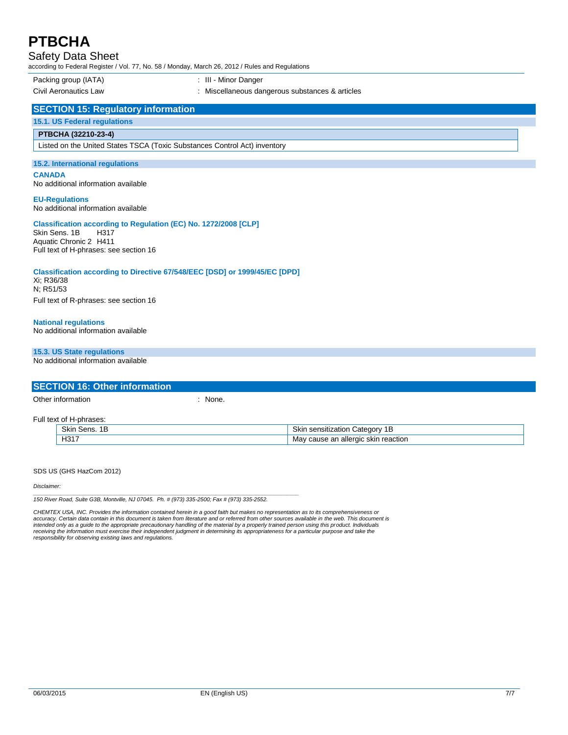Packing group (IATA) : III - Minor Danger

Civil Aeronautics Law : Miscellaneous dangerous substances & articles

## SECTION 15: Regulatory information

### 15.1. US Federal regulations

| PTBCHA (32210-23-4) |
| --- |
| Listed on the United States TSCA (Toxic Substances Control Act) inventory |

### 15.2. International regulations

**CANADA**

No additional information available

**EU-Regulations**

No additional information available

**Classification according to Regulation (EC) No. 1272/2008 [CLP]**

Skin Sens. 1B H317

Aquatic Chronic 2 H411

Full text of H-phrases: see section 16

**Classification according to Directive 67/548/EEC [DSD] or 1999/45/EC [DPD]**

Xi; R36/38

N; R51/53

Full text of R-phrases: see section 16

**National regulations**

No additional information available

### 15.3. US State regulations

No additional information available

## SECTION 16: Other information

Other information : None.

Full text of H-phrases:

| | |
| --- | --- |
| Skin Sens. 1B | Skin sensitization Category 1B |
| H317 | May cause an allergic skin reaction |

SDS US (GHS HazCom 2012)

*Disclaimer:*

*150 River Road, Suite G3B, Montville, NJ 07045. Ph. # (973) 335-2500; Fax # (973) 335-2552.*

*CHEMTEX USA, INC. Provides the information contained herein in a good faith but makes no representation as to its comprehensiveness or accuracy. Certain data contain in this document is taken from literature and or referred from other sources available in the web. This document is intended only as a guide to the appropriate precautionary handling of the material by a properly trained person using this product. Individuals receiving the information must exercise their independent judgment in determining its appropriateness for a particular purpose and take the responsibility for observing existing laws and regulations.*